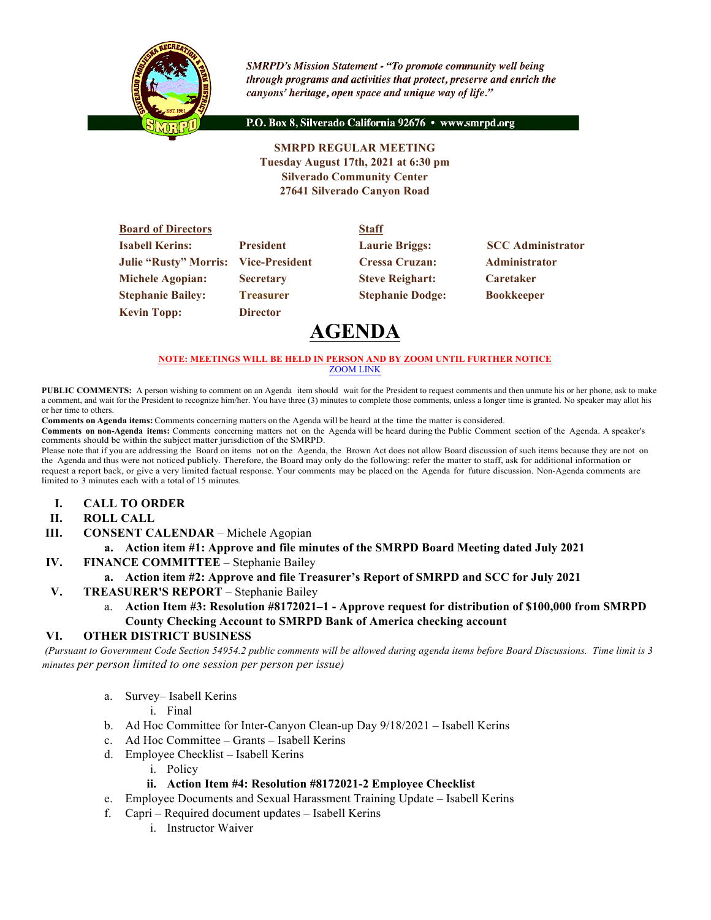*SMRPD's Mission Statement - "To promote community well being through programs and activities that protect, preserve and enrich the canyons' heritage, open space and unique way of life."*

P.O. Box 8, Silverado California 92676 • www.smrpd.org

**SMRPD REGULAR MEETING**
**Tuesday August 17th, 2021 at 6:30 pm**
**Silverado Community Center**
**27641 Silverado Canyon Road**

| **Board of Directors** | | **Staff** | |
|---|---|---|---|
| **Isabell Kerins:** | **President** | **Laurie Briggs:** | **SCC Administrator** |
| **Julie "Rusty" Morris:** | **Vice-President** | **Cressa Cruzan:** | **Administrator** |
| **Michele Agopian:** | **Secretary** | **Steve Reighart:** | **Caretaker** |
| **Stephanie Bailey:** | **Treasurer** | **Stephanie Dodge:** | **Bookkeeper** |
| **Kevin Topp:** | **Director** | | |

# AGENDA

**NOTE: MEETINGS WILL BE HELD IN PERSON AND BY ZOOM UNTIL FURTHER NOTICE**
ZOOM LINK

**PUBLIC COMMENTS:** A person wishing to comment on an Agenda item should wait for the President to request comments and then unmute his or her phone, ask to make a comment, and wait for the President to recognize him/her. You have three (3) minutes to complete those comments, unless a longer time is granted. No speaker may allot his or her time to others.

**Comments on Agenda items:** Comments concerning matters on the Agenda will be heard at the time the matter is considered.

**Comments on non-Agenda items:** Comments concerning matters not on the Agenda will be heard during the Public Comment section of the Agenda. A speaker's comments should be within the subject matter jurisdiction of the SMRPD.

Please note that if you are addressing the Board on items not on the Agenda, the Brown Act does not allow Board discussion of such items because they are not on the Agenda and thus were not noticed publicly. Therefore, the Board may only do the following: refer the matter to staff, ask for additional information or request a report back, or give a very limited factual response. Your comments may be placed on the Agenda for future discussion. Non-Agenda comments are limited to 3 minutes each with a total of 15 minutes.

I. **CALL TO ORDER**

II. **ROLL CALL**

III. **CONSENT CALENDAR** – Michele Agopian
   a. **Action item #1: Approve and file minutes of the SMRPD Board Meeting dated July 2021**

IV. **FINANCE COMMITTEE** – Stephanie Bailey
   a. **Action item #2: Approve and file Treasurer's Report of SMRPD and SCC for July 2021**

V. **TREASURER'S REPORT** – Stephanie Bailey
   a. **Action Item #3: Resolution #8172021–1 - Approve request for distribution of $100,000 from SMRPD County Checking Account to SMRPD Bank of America checking account**

VI. **OTHER DISTRICT BUSINESS**

*(Pursuant to Government Code Section 54954.2 public comments will be allowed during agenda items before Board Discussions. Time limit is 3 minutes per person limited to one session per person per issue)*

   a. Survey– Isabell Kerins
      i. Final
   b. Ad Hoc Committee for Inter-Canyon Clean-up Day 9/18/2021 – Isabell Kerins
   c. Ad Hoc Committee – Grants – Isabell Kerins
   d. Employee Checklist – Isabell Kerins
      i. Policy
      ii. **Action Item #4: Resolution #8172021-2 Employee Checklist**
   e. Employee Documents and Sexual Harassment Training Update – Isabell Kerins
   f. Capri – Required document updates – Isabell Kerins
      i. Instructor Waiver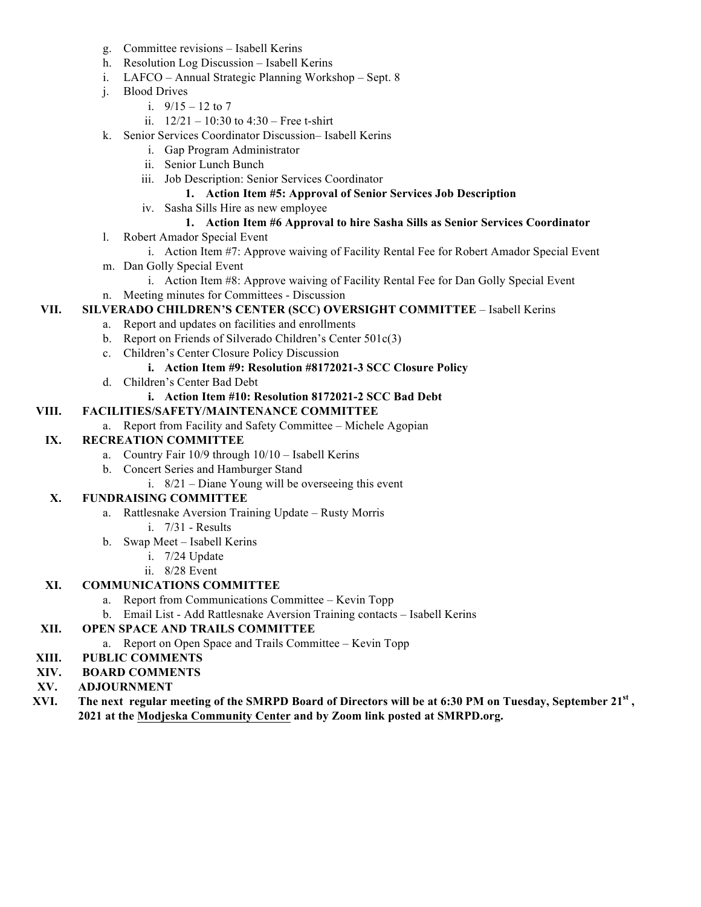g. Committee revisions – Isabell Kerins
h. Resolution Log Discussion – Isabell Kerins
i. LAFCO – Annual Strategic Planning Workshop – Sept. 8
j. Blood Drives
    i. 9/15 – 12 to 7
    ii. 12/21 – 10:30 to 4:30 – Free t-shirt
k. Senior Services Coordinator Discussion– Isabell Kerins
    i. Gap Program Administrator
    ii. Senior Lunch Bunch
    iii. Job Description: Senior Services Coordinator
        1. **Action Item #5: Approval of Senior Services Job Description**
    iv. Sasha Sills Hire as new employee
        1. **Action Item #6 Approval to hire Sasha Sills as Senior Services Coordinator**
l. Robert Amador Special Event
    i. Action Item #7: Approve waiving of Facility Rental Fee for Robert Amador Special Event
m. Dan Golly Special Event
    i. Action Item #8: Approve waiving of Facility Rental Fee for Dan Golly Special Event
n. Meeting minutes for Committees - Discussion

**VII. SILVERADO CHILDREN'S CENTER (SCC) OVERSIGHT COMMITTEE** – Isabell Kerins

a. Report and updates on facilities and enrollments
b. Report on Friends of Silverado Children's Center 501c(3)
c. Children's Center Closure Policy Discussion
    **i. Action Item #9: Resolution #8172021-3 SCC Closure Policy**
d. Children's Center Bad Debt
    **i. Action Item #10: Resolution 8172021-2 SCC Bad Debt**

**VIII. FACILITIES/SAFETY/MAINTENANCE COMMITTEE**

a. Report from Facility and Safety Committee – Michele Agopian

**IX. RECREATION COMMITTEE**

a. Country Fair 10/9 through 10/10 – Isabell Kerins
b. Concert Series and Hamburger Stand
    i. 8/21 – Diane Young will be overseeing this event

**X. FUNDRAISING COMMITTEE**

a. Rattlesnake Aversion Training Update – Rusty Morris
    i. 7/31 - Results
b. Swap Meet – Isabell Kerins
    i. 7/24 Update
    ii. 8/28 Event

**XI. COMMUNICATIONS COMMITTEE**

a. Report from Communications Committee – Kevin Topp
b. Email List - Add Rattlesnake Aversion Training contacts – Isabell Kerins

**XII. OPEN SPACE AND TRAILS COMMITTEE**

a. Report on Open Space and Trails Committee – Kevin Topp

**XIII. PUBLIC COMMENTS**

**XIV. BOARD COMMENTS**

**XV. ADJOURNMENT**

**XVI. The next regular meeting of the SMRPD Board of Directors will be at 6:30 PM on Tuesday, September 21st, 2021 at the Modjeska Community Center and by Zoom link posted at SMRPD.org.**